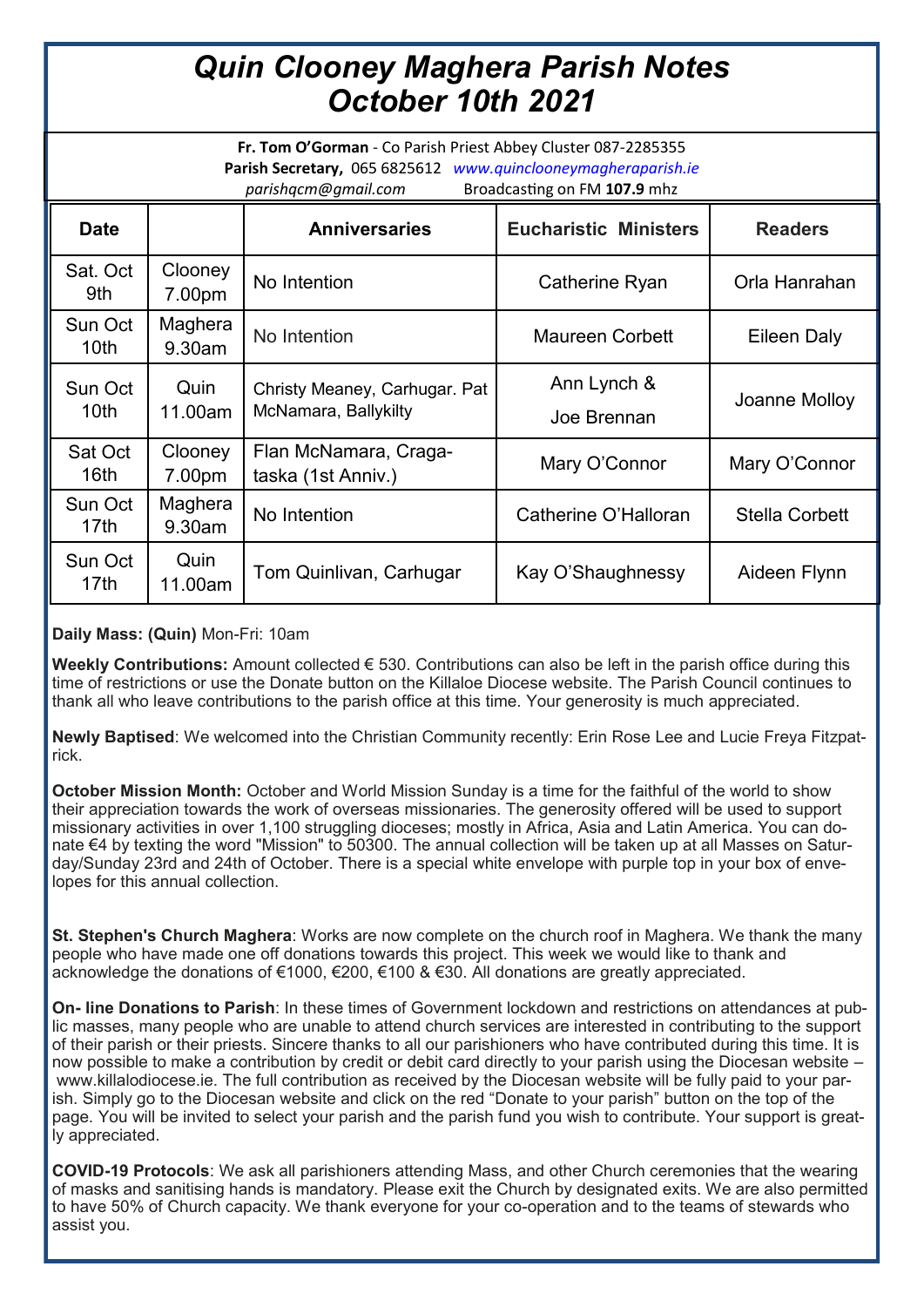# *Quin Clooney Maghera Parish Notes*
# *October 10th 2021*

**Fr. Tom O'Gorman** - Co Parish Priest Abbey Cluster 087-2285355
**Parish Secretary,** 065 6825612 *www.quinclooneymagheraparish.ie*
*parishqcm@gmail.com* Broadcasting on FM **107.9** mhz

| Date | | Anniversaries | Eucharistic Ministers | Readers |
|---|---|---|---|---|
| Sat. Oct 9th | Clooney 7.00pm | No Intention | Catherine Ryan | Orla Hanrahan |
| Sun Oct 10th | Maghera 9.30am | No Intention | Maureen Corbett | Eileen Daly |
| Sun Oct 10th | Quin 11.00am | Christy Meaney, Carhugar. Pat McNamara, Ballykilty | Ann Lynch & Joe Brennan | Joanne Molloy |
| Sat Oct 16th | Clooney 7.00pm | Flan McNamara, Cragataska (1st Anniv.) | Mary O'Connor | Mary O'Connor |
| Sun Oct 17th | Maghera 9.30am | No Intention | Catherine O'Halloran | Stella Corbett |
| Sun Oct 17th | Quin 11.00am | Tom Quinlivan, Carhugar | Kay O'Shaughnessy | Aideen Flynn |

**Daily Mass: (Quin)** Mon-Fri: 10am

**Weekly Contributions:** Amount collected € 530. Contributions can also be left in the parish office during this time of restrictions or use the Donate button on the Killaloe Diocese website. The Parish Council continues to thank all who leave contributions to the parish office at this time. Your generosity is much appreciated.

**Newly Baptised**: We welcomed into the Christian Community recently: Erin Rose Lee and Lucie Freya Fitzpatrick.

**October Mission Month:** October and World Mission Sunday is a time for the faithful of the world to show their appreciation towards the work of overseas missionaries. The generosity offered will be used to support missionary activities in over 1,100 struggling dioceses; mostly in Africa, Asia and Latin America. You can donate €4 by texting the word "Mission" to 50300. The annual collection will be taken up at all Masses on Saturday/Sunday 23rd and 24th of October. There is a special white envelope with purple top in your box of envelopes for this annual collection.

**St. Stephen's Church Maghera**: Works are now complete on the church roof in Maghera. We thank the many people who have made one off donations towards this project. This week we would like to thank and acknowledge the donations of €1000, €200, €100 & €30. All donations are greatly appreciated.

**On- line Donations to Parish**: In these times of Government lockdown and restrictions on attendances at public masses, many people who are unable to attend church services are interested in contributing to the support of their parish or their priests. Sincere thanks to all our parishioners who have contributed during this time. It is now possible to make a contribution by credit or debit card directly to your parish using the Diocesan website – www.killalodiocese.ie. The full contribution as received by the Diocesan website will be fully paid to your parish. Simply go to the Diocesan website and click on the red "Donate to your parish" button on the top of the page. You will be invited to select your parish and the parish fund you wish to contribute. Your support is greatly appreciated.

**COVID-19 Protocols**: We ask all parishioners attending Mass, and other Church ceremonies that the wearing of masks and sanitising hands is mandatory. Please exit the Church by designated exits. We are also permitted to have 50% of Church capacity. We thank everyone for your co-operation and to the teams of stewards who assist you.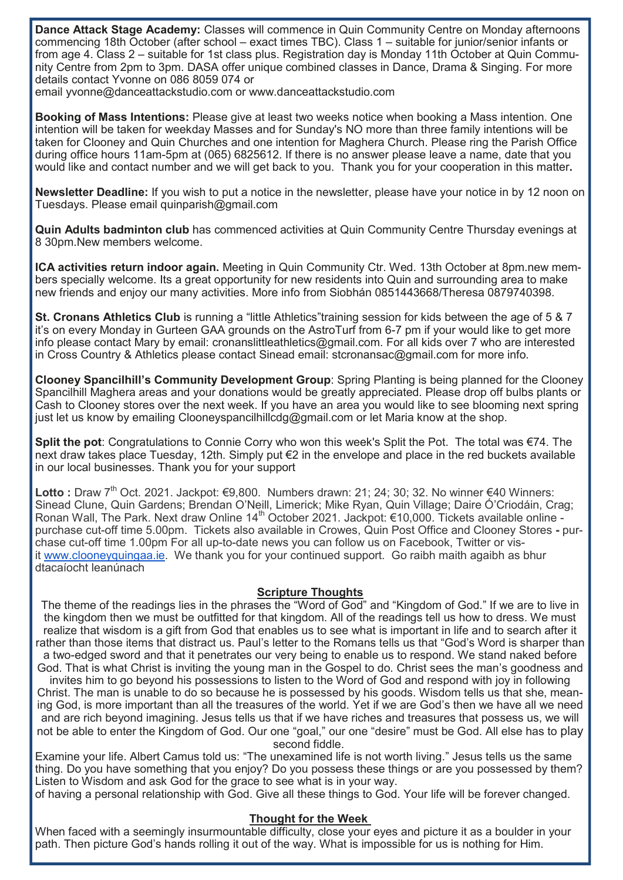**Dance Attack Stage Academy:** Classes will commence in Quin Community Centre on Monday afternoons commencing 18th October (after school – exact times TBC). Class 1 – suitable for junior/senior infants or from age 4. Class 2 – suitable for 1st class plus. Registration day is Monday 11th October at Quin Community Centre from 2pm to 3pm. DASA offer unique combined classes in Dance, Drama & Singing. For more details contact Yvonne on 086 8059 074 or email yvonne@danceattackstudio.com or www.danceattackstudio.com

**Booking of Mass Intentions:** Please give at least two weeks notice when booking a Mass intention. One intention will be taken for weekday Masses and for Sunday's NO more than three family intentions will be taken for Clooney and Quin Churches and one intention for Maghera Church. Please ring the Parish Office during office hours 11am-5pm at (065) 6825612. If there is no answer please leave a name, date that you would like and contact number and we will get back to you. Thank you for your cooperation in this matter**.**

**Newsletter Deadline:** If you wish to put a notice in the newsletter, please have your notice in by 12 noon on Tuesdays. Please email quinparish@gmail.com

**Quin Adults badminton club** has commenced activities at Quin Community Centre Thursday evenings at 8 30pm.New members welcome.

**ICA activities return indoor again.** Meeting in Quin Community Ctr. Wed. 13th October at 8pm.new members specially welcome. Its a great opportunity for new residents into Quin and surrounding area to make new friends and enjoy our many activities. More info from Siobhán 0851443668/Theresa 0879740398.

**St. Cronans Athletics Club** is running a "little Athletics"training session for kids between the age of 5 & 7 it's on every Monday in Gurteen GAA grounds on the AstroTurf from 6-7 pm if your would like to get more info please contact Mary by email: cronanslittleathletics@gmail.com. For all kids over 7 who are interested in Cross Country & Athletics please contact Sinead email: stcronansac@gmail.com for more info.

**Clooney Spancilhill's Community Development Group**: Spring Planting is being planned for the Clooney Spancilhill Maghera areas and your donations would be greatly appreciated. Please drop off bulbs plants or Cash to Clooney stores over the next week. If you have an area you would like to see blooming next spring just let us know by emailing Clooneyspancilhillcdg@gmail.com or let Maria know at the shop.

**Split the pot**: Congratulations to Connie Corry who won this week's Split the Pot. The total was €74. The next draw takes place Tuesday, 12th. Simply put €2 in the envelope and place in the red buckets available in our local businesses. Thank you for your support

**Lotto :** Draw 7th Oct. 2021. Jackpot: €9,800. Numbers drawn: 21; 24; 30; 32. No winner €40 Winners: Sinead Clune, Quin Gardens; Brendan O'Neill, Limerick; Mike Ryan, Quin Village; Daire Ó'Criodáin, Crag; Ronan Wall, The Park. Next draw Online 14th October 2021. Jackpot: €10,000. Tickets available online - purchase cut-off time 5.00pm. Tickets also available in Crowes, Quin Post Office and Clooney Stores **-** purchase cut-off time 1.00pm For all up-to-date news you can follow us on Facebook, Twitter or visit www.clooneyquingaa.ie. We thank you for your continued support. Go raibh maith agaibh as bhur dtacaíocht leanúnach

## Scripture Thoughts

The theme of the readings lies in the phrases the "Word of God" and "Kingdom of God." If we are to live in the kingdom then we must be outfitted for that kingdom. All of the readings tell us how to dress. We must realize that wisdom is a gift from God that enables us to see what is important in life and to search after it rather than those items that distract us. Paul's letter to the Romans tells us that "God's Word is sharper than a two-edged sword and that it penetrates our very being to enable us to respond. We stand naked before God. That is what Christ is inviting the young man in the Gospel to do. Christ sees the man's goodness and invites him to go beyond his possessions to listen to the Word of God and respond with joy in following Christ. The man is unable to do so because he is possessed by his goods. Wisdom tells us that she, meaning God, is more important than all the treasures of the world. Yet if we are God's then we have all we need and are rich beyond imagining. Jesus tells us that if we have riches and treasures that possess us, we will not be able to enter the Kingdom of God. Our one "goal," our one "desire" must be God. All else has to play second fiddle.

Examine your life. Albert Camus told us: "The unexamined life is not worth living." Jesus tells us the same thing. Do you have something that you enjoy? Do you possess these things or are you possessed by them? Listen to Wisdom and ask God for the grace to see what is in your way.
of having a personal relationship with God. Give all these things to God. Your life will be forever changed.

## Thought for the Week

When faced with a seemingly insurmountable difficulty, close your eyes and picture it as a boulder in your path. Then picture God's hands rolling it out of the way. What is impossible for us is nothing for Him.